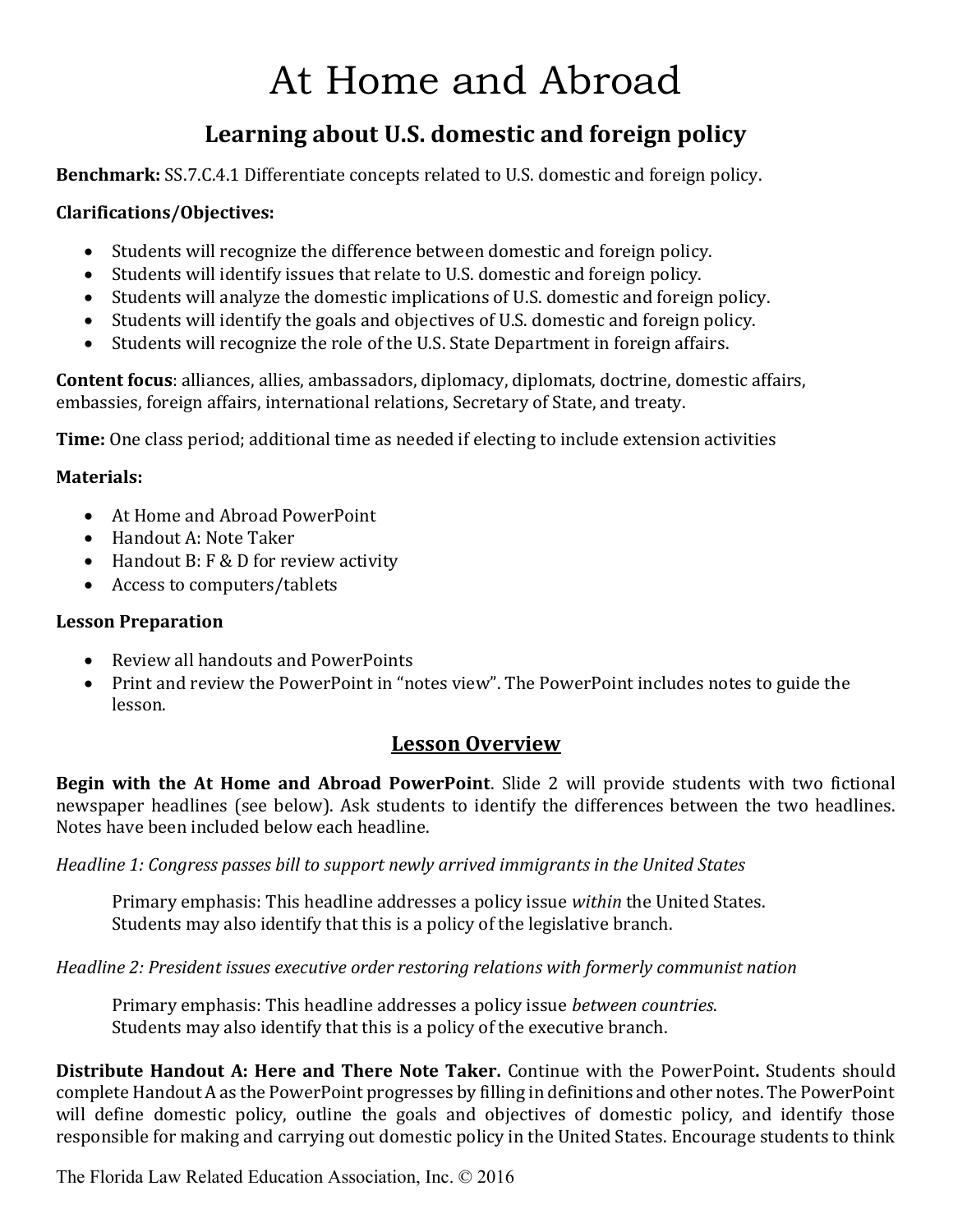# At Home and Abroad

## Learning about U.S. domestic and foreign policy

**Benchmark:** SS.7.C.4.1 Differentiate concepts related to U.S. domestic and foreign policy.

**Clarifications/Objectives:**

- Students will recognize the difference between domestic and foreign policy.
- Students will identify issues that relate to U.S. domestic and foreign policy.
- Students will analyze the domestic implications of U.S. domestic and foreign policy.
- Students will identify the goals and objectives of U.S. domestic and foreign policy.
- Students will recognize the role of the U.S. State Department in foreign affairs.

**Content focus**: alliances, allies, ambassadors, diplomacy, diplomats, doctrine, domestic affairs, embassies, foreign affairs, international relations, Secretary of State, and treaty.

**Time:** One class period; additional time as needed if electing to include extension activities

**Materials:**

- At Home and Abroad PowerPoint
- Handout A: Note Taker
- Handout B: F & D for review activity
- Access to computers/tablets

**Lesson Preparation**

- Review all handouts and PowerPoints
- Print and review the PowerPoint in "notes view". The PowerPoint includes notes to guide the lesson.

## Lesson Overview

**Begin with the At Home and Abroad PowerPoint**. Slide 2 will provide students with two fictional newspaper headlines (see below). Ask students to identify the differences between the two headlines. Notes have been included below each headline.

*Headline 1: Congress passes bill to support newly arrived immigrants in the United States*

> Primary emphasis: This headline addresses a policy issue *within* the United States.
> Students may also identify that this is a policy of the legislative branch.

*Headline 2: President issues executive order restoring relations with formerly communist nation*

> Primary emphasis: This headline addresses a policy issue *between countries*.
> Students may also identify that this is a policy of the executive branch.

**Distribute Handout A: Here and There Note Taker.** Continue with the PowerPoint**.** Students should complete Handout A as the PowerPoint progresses by filling in definitions and other notes. The PowerPoint will define domestic policy, outline the goals and objectives of domestic policy, and identify those responsible for making and carrying out domestic policy in the United States. Encourage students to think

The Florida Law Related Education Association, Inc. © 2016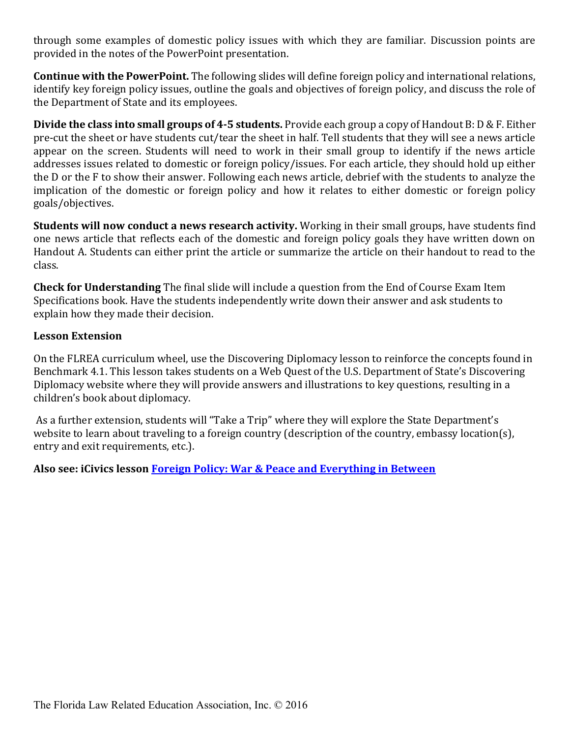through some examples of domestic policy issues with which they are familiar. Discussion points are provided in the notes of the PowerPoint presentation.

**Continue with the PowerPoint.** The following slides will define foreign policy and international relations, identify key foreign policy issues, outline the goals and objectives of foreign policy, and discuss the role of the Department of State and its employees.

**Divide the class into small groups of 4-5 students.** Provide each group a copy of Handout B: D & F. Either pre-cut the sheet or have students cut/tear the sheet in half. Tell students that they will see a news article appear on the screen. Students will need to work in their small group to identify if the news article addresses issues related to domestic or foreign policy/issues. For each article, they should hold up either the D or the F to show their answer. Following each news article, debrief with the students to analyze the implication of the domestic or foreign policy and how it relates to either domestic or foreign policy goals/objectives.

**Students will now conduct a news research activity.** Working in their small groups, have students find one news article that reflects each of the domestic and foreign policy goals they have written down on Handout A. Students can either print the article or summarize the article on their handout to read to the class.

**Check for Understanding** The final slide will include a question from the End of Course Exam Item Specifications book. Have the students independently write down their answer and ask students to explain how they made their decision.

**Lesson Extension**

On the FLREA curriculum wheel, use the Discovering Diplomacy lesson to reinforce the concepts found in Benchmark 4.1. This lesson takes students on a Web Quest of the U.S. Department of State's Discovering Diplomacy website where they will provide answers and illustrations to key questions, resulting in a children's book about diplomacy.

As a further extension, students will "Take a Trip" where they will explore the State Department's website to learn about traveling to a foreign country (description of the country, embassy location(s), entry and exit requirements, etc.).

**Also see: iCivics lesson Foreign Policy: War & Peace and Everything in Between**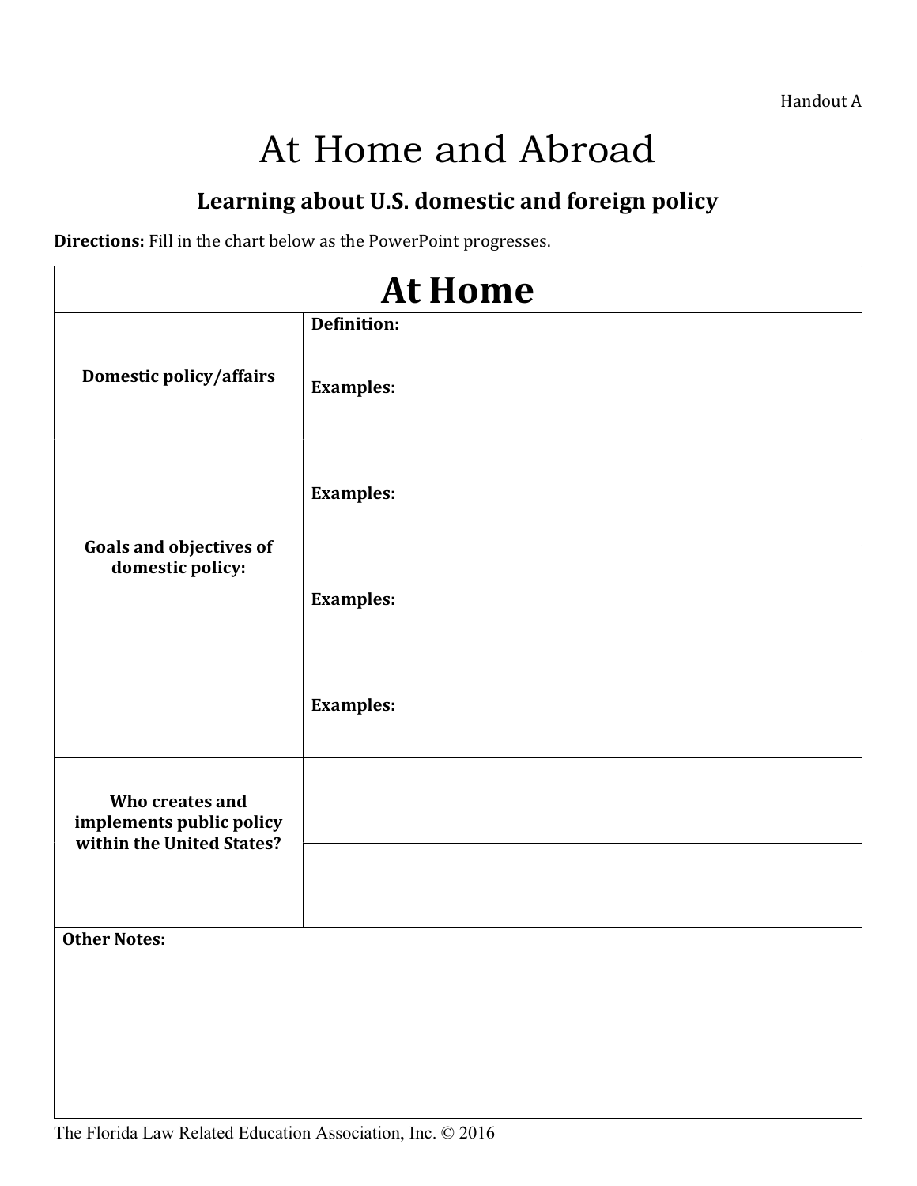Handout A

# At Home and Abroad

## Learning about U.S. domestic and foreign policy

**Directions:** Fill in the chart below as the PowerPoint progresses.

| At Home | |
|---|---|
| **Domestic policy/affairs** | **Definition:**<br><br>**Examples:** |
| **Goals and objectives of domestic policy:** | **Examples:** |
| | **Examples:** |
| | **Examples:** |
| **Who creates and implements public policy within the United States?** | |
| | |
| **Other Notes:** | |

The Florida Law Related Education Association, Inc. © 2016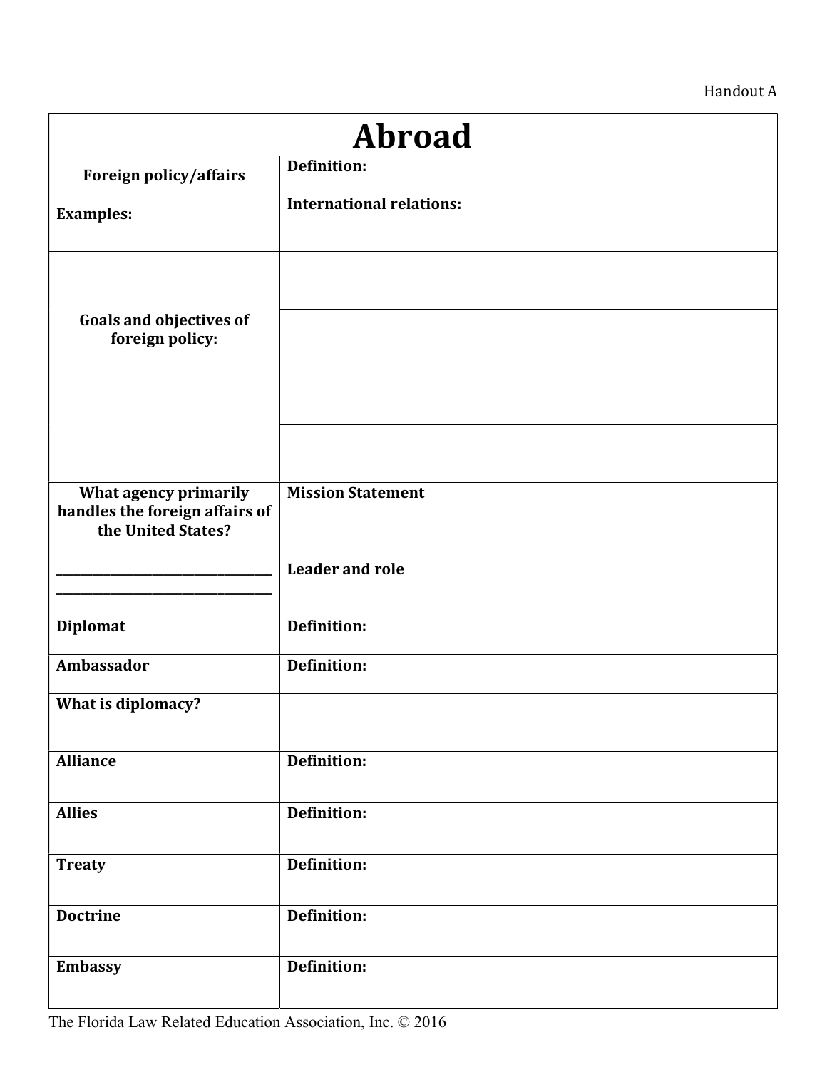Handout A

# Abroad

| | |
|---|---|
| **Foreign policy/affairs**<br><br>**Examples:** | **Definition:**<br><br>**International relations:** |
| **Goals and objectives of foreign policy:** | |
| | |
| | |
| | |
| **What agency primarily handles the foreign affairs of the United States?**<br><br>_______________________<br>_______________________ | **Mission Statement** |
| | **Leader and role** |
| **Diplomat** | **Definition:** |
| **Ambassador** | **Definition:** |
| **What is diplomacy?** | |
| **Alliance** | **Definition:** |
| **Allies** | **Definition:** |
| **Treaty** | **Definition:** |
| **Doctrine** | **Definition:** |
| **Embassy** | **Definition:** |

The Florida Law Related Education Association, Inc. © 2016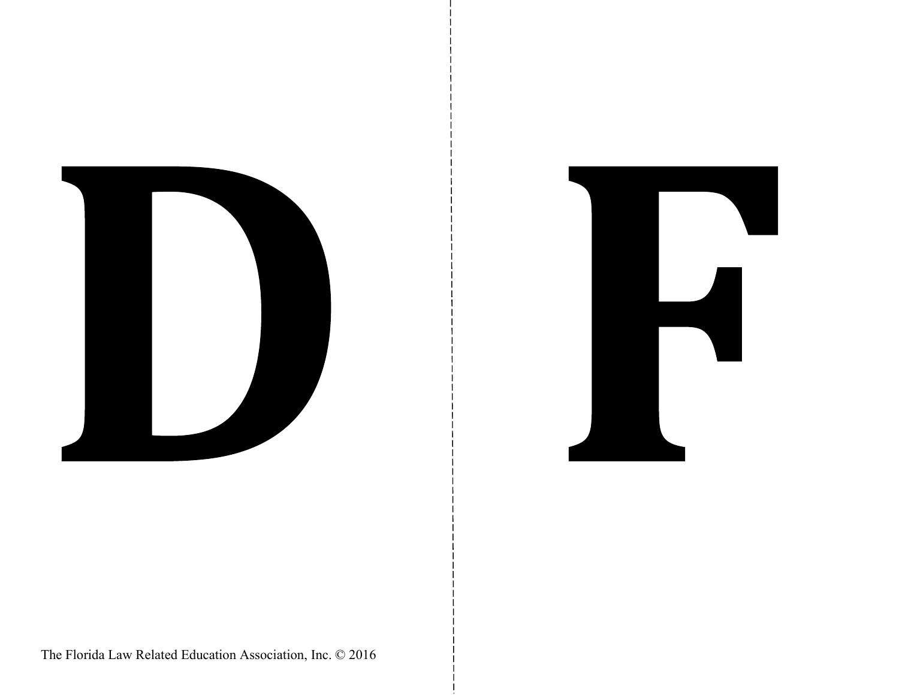# D

# F

The Florida Law Related Education Association, Inc. © 2016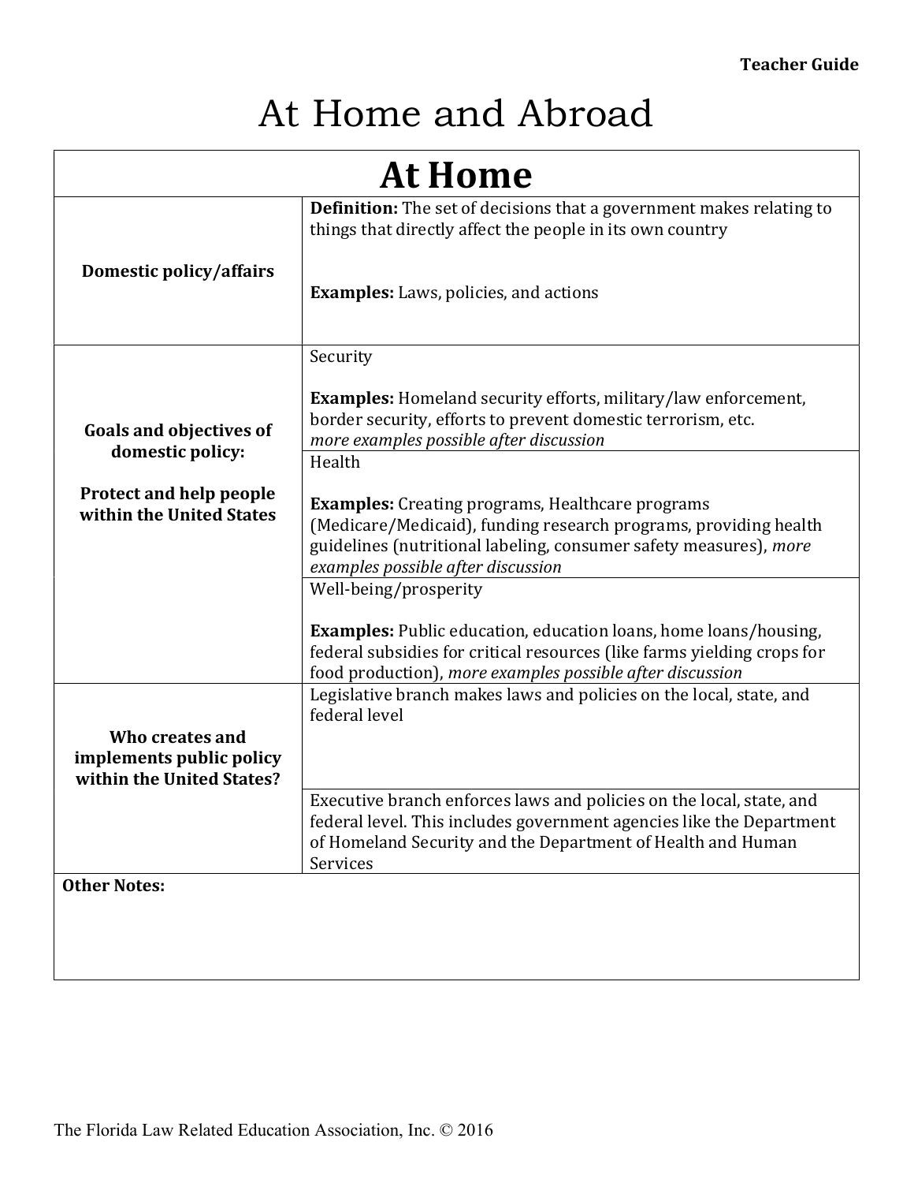Teacher Guide

# At Home and Abroad

## At Home

| | |
|---|---|
| **Domestic policy/affairs** | **Definition:** The set of decisions that a government makes relating to things that directly affect the people in its own country<br><br>**Examples:** Laws, policies, and actions |
| **Goals and objectives of domestic policy:**<br><br>**Protect and help people within the United States** | Security<br><br>**Examples:** Homeland security efforts, military/law enforcement, border security, efforts to prevent domestic terrorism, etc. *more examples possible after discussion* |
| | Health<br><br>**Examples:** Creating programs, Healthcare programs (Medicare/Medicaid), funding research programs, providing health guidelines (nutritional labeling, consumer safety measures), *more examples possible after discussion* |
| | Well-being/prosperity<br><br>**Examples:** Public education, education loans, home loans/housing, federal subsidies for critical resources (like farms yielding crops for food production), *more examples possible after discussion* |
| **Who creates and implements public policy within the United States?** | Legislative branch makes laws and policies on the local, state, and federal level |
| | Executive branch enforces laws and policies on the local, state, and federal level. This includes government agencies like the Department of Homeland Security and the Department of Health and Human Services |

**Other Notes:**

The Florida Law Related Education Association, Inc. © 2016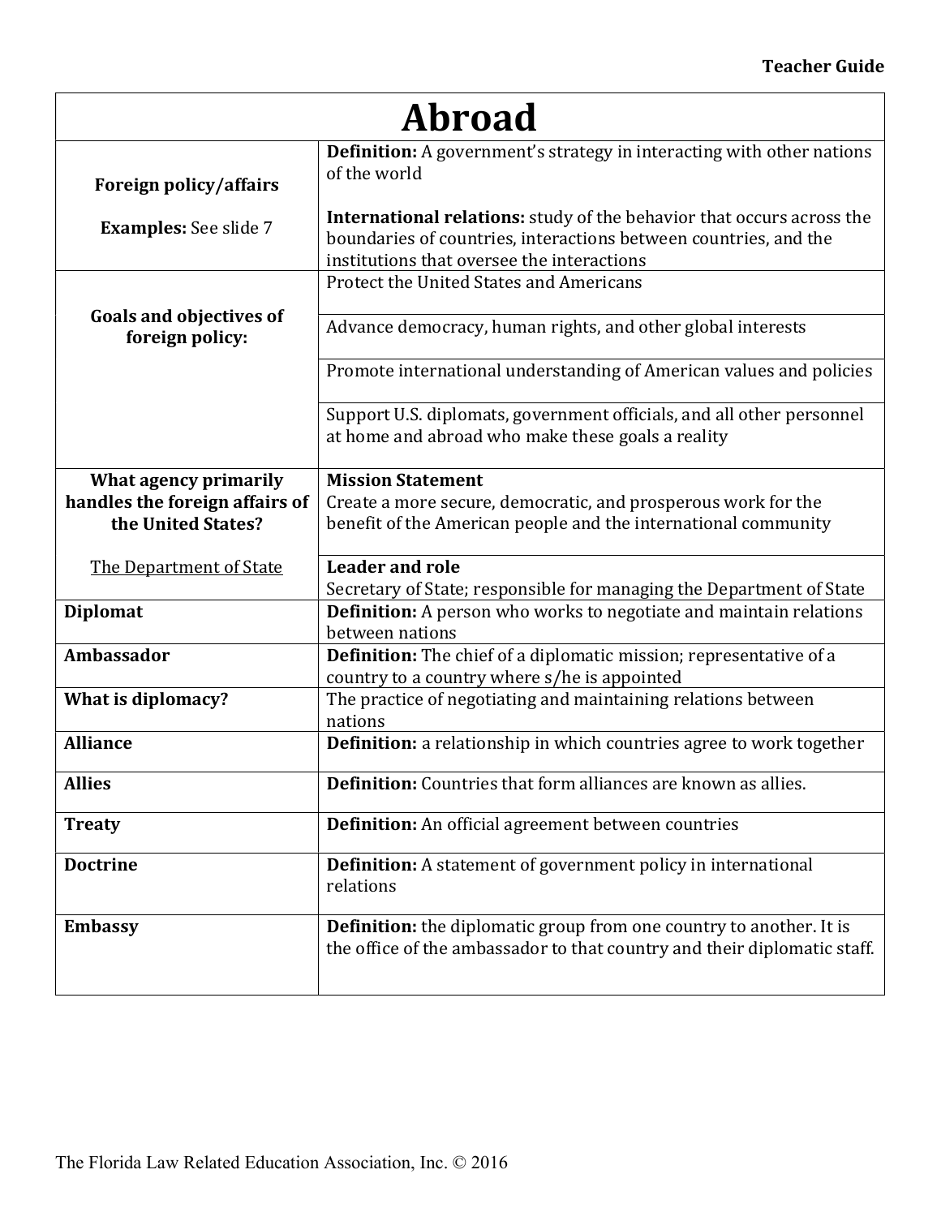# Abroad

| | |
|---|---|
| **Foreign policy/affairs**<br><br>**Examples:** See slide 7 | **Definition:** A government's strategy in interacting with other nations of the world<br><br>**International relations:** study of the behavior that occurs across the boundaries of countries, interactions between countries, and the institutions that oversee the interactions |
| **Goals and objectives of foreign policy:** | Protect the United States and Americans |
| | Advance democracy, human rights, and other global interests |
| | Promote international understanding of American values and policies |
| | Support U.S. diplomats, government officials, and all other personnel at home and abroad who make these goals a reality |
| **What agency primarily handles the foreign affairs of the United States?**<br><br>The Department of State | **Mission Statement**<br>Create a more secure, democratic, and prosperous work for the benefit of the American people and the international community |
| | **Leader and role**<br>Secretary of State; responsible for managing the Department of State |
| **Diplomat** | **Definition:** A person who works to negotiate and maintain relations between nations |
| **Ambassador** | **Definition:** The chief of a diplomatic mission; representative of a country to a country where s/he is appointed |
| **What is diplomacy?** | The practice of negotiating and maintaining relations between nations |
| **Alliance** | **Definition:** a relationship in which countries agree to work together |
| **Allies** | **Definition:** Countries that form alliances are known as allies. |
| **Treaty** | **Definition:** An official agreement between countries |
| **Doctrine** | **Definition:** A statement of government policy in international relations |
| **Embassy** | **Definition:** the diplomatic group from one country to another. It is the office of the ambassador to that country and their diplomatic staff. |